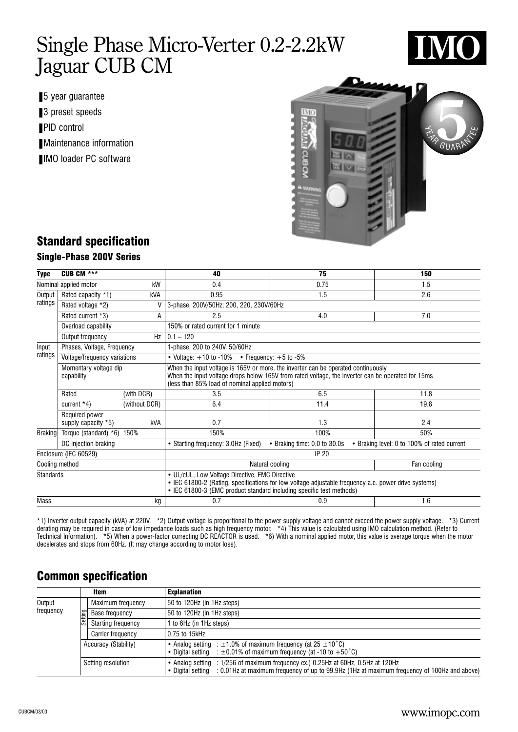# Single Phase Micro-Verter 0.2-2.2kW Jaguar CUB CM

IMO

- 5 year guarantee
- 3 preset speeds
- PID control
- Maintenance information
- IMO loader PC software

## Standard specification

### Single-Phase 200V Series

| Type | CUB CM *** | | | 40 | 75 | 150 |
|---|---|---|---|---|---|---|
| Nominal applied motor | | | kW | 0.4 | 0.75 | 1.5 |
| Output ratings | Rated capacity *1) | | kVA | 0.95 | 1.5 | 2.6 |
| | Rated voltage *2) | | V | 3-phase, 200V/50Hz; 200, 220, 230V/60Hz | | |
| | Rated current *3) | | A | 2.5 | 4.0 | 7.0 |
| | Overload capability | | | 150% or rated current for 1 minute | | |
| | Output frequency | | Hz | 0.1 – 120 | | |
| Input ratings | Phases, Voltage, Frequency | | | 1-phase, 200 to 240V, 50/60Hz | | |
| | Voltage/frequency variations | | | • Voltage: +10 to -10% • Frequency: +5 to -5% | | |
| | Momentary voltage dip capability | | | When the input voltage is 165V or more, the inverter can be operated continuously<br>When the input voltage drops below 165V from rated voltage, the inverter can be operated for 15ms (less than 85% load of nominal applied motors) | | |
| | Rated current *4) | (with DCR) | | 3.5 | 6.5 | 11.8 |
| | | (without DCR) | | 6.4 | 11.4 | 19.8 |
| | Required power supply capacity *5) | | kVA | 0.7 | 1.3 | 2.4 |
| Braking | Torque (standard) *6) 150% | | | 150% | 100% | 50% |
| | DC injection braking | | | • Starting frequency: 3.0Hz (Fixed) | • Braking time: 0.0 to 30.0s | • Braking level: 0 to 100% of rated current |
| Enclosure (IEC 60529) | | | | IP 20 | | |
| Cooling method | | | | Natural cooling | | Fan cooling |
| Standards | | | | • UL/cUL, Low Voltage Directive, EMC Directive<br>• IEC 61800-2 (Rating, specifications for low voltage adjustable frequency a.c. power drive systems)<br>• IEC 61800-3 (EMC product standard including specific test methods) | | |
| Mass | | | kg | 0.7 | 0.9 | 1.6 |

*1) Inverter output capacity (kVA) at 220V. *2) Output voltage is proportional to the power supply voltage and cannot exceed the power supply voltage. *3) Current derating may be required in case of low impedance loads such as high frequency motor. *4) This value is calculated using IMO calculation method. (Refer to Technical Information). *5) When a power-factor correcting DC REACTOR is used. *6) With a nominal applied motor, this value is average torque when the motor decelerates and stops from 60Hz. (It may change according to motor loss).

## Common specification

| | Item | | Explanation |
|---|---|---|---|
| Output frequency | Setting | Maximum frequency | 50 to 120Hz (in 1Hz steps) |
| | | Base frequency | 50 to 120Hz (in 1Hz steps) |
| | | Starting frequency | 1 to 6Hz (in 1Hz steps) |
| | | Carrier frequency | 0.75 to 15kHz |
| | Accuracy (Stability) | | • Analog setting : ±1.0% of maximum frequency (at 25 ±10˚C)<br>• Digital setting : ±0.01% of maximum frequency (at -10 to +50˚C) |
| | Setting resolution | | • Analog setting : 1/256 of maximum frequency ex.) 0.25Hz at 60Hz, 0.5Hz at 120Hz<br>• Digital setting : 0.01Hz at maximum frequency of up to 99.9Hz (1Hz at maximum frequency of 100Hz and above) |

CUBCM/03/03

www.imopc.com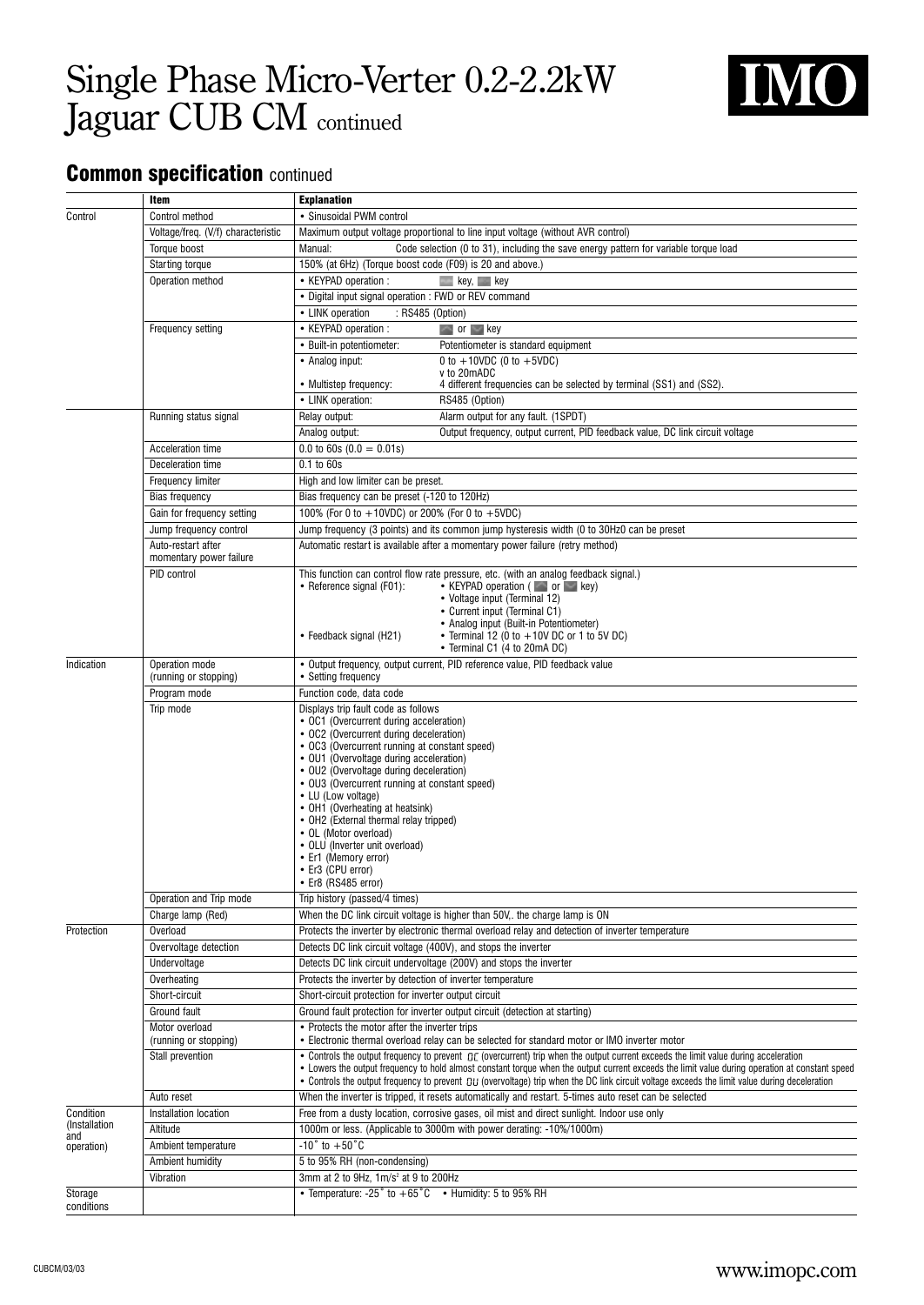# Single Phase Micro-Verter 0.2-2.2kW
# Jaguar CUB CM continued

## Common specification continued

| | Item | Explanation |
|---|---|---|
| Control | Control method | • Sinusoidal PWM control |
| | Voltage/freq. (V/f) characteristic | Maximum output voltage proportional to line input voltage (without AVR control) |
| | Torque boost | Manual: Code selection (0 to 31), including the save energy pattern for variable torque load |
| | Starting torque | 150% (at 6Hz) (Torque boost code (F09) is 20 and above.) |
| | Operation method | • KEYPAD operation : key, key<br>• Digital input signal operation : FWD or REV command<br>• LINK operation : RS485 (Option) |
| | Frequency setting | • KEYPAD operation : or key<br>• Built-in potentiometer: Potentiometer is standard equipment<br>• Analog input: 0 to +10VDC (0 to +5VDC) v to 20mADC<br>• Multistep frequency: 4 different frequencies can be selected by terminal (SS1) and (SS2).<br>• LINK operation: RS485 (Option) |
| | Running status signal | Relay output: Alarm output for any fault. (1SPDT)<br>Analog output: Output frequency, output current, PID feedback value, DC link circuit voltage |
| | Acceleration time | 0.0 to 60s (0.0 = 0.01s) |
| | Deceleration time | 0.1 to 60s |
| | Frequency limiter | High and low limiter can be preset. |
| | Bias frequency | Bias frequency can be preset (-120 to 120Hz) |
| | Gain for frequency setting | 100% (For 0 to +10VDC) or 200% (For 0 to +5VDC) |
| | Jump frequency control | Jump frequency (3 points) and its common jump hysteresis width (0 to 30Hz0 can be preset |
| | Auto-restart after momentary power failure | Automatic restart is available after a momentary power failure (retry method) |
| | PID control | This function can control flow rate pressure, etc. (with an analog feedback signal.)<br>• Reference signal (F01): • KEYPAD operation ( or key) • Voltage input (Terminal 12) • Current input (Terminal C1) • Analog input (Built-in Potentiometer)<br>• Feedback signal (H21) • Terminal 12 (0 to +10V DC or 1 to 5V DC) • Terminal C1 (4 to 20mA DC) |
| Indication | Operation mode (running or stopping) | • Output frequency, output current, PID reference value, PID feedback value<br>• Setting frequency |
| | Program mode | Function code, data code |
| | Trip mode | Displays trip fault code as follows<br>• OC1 (Overcurrent during acceleration)<br>• OC2 (Overcurrent during deceleration)<br>• OC3 (Overcurrent running at constant speed)<br>• OU1 (Overvoltage during acceleration)<br>• OU2 (Overvoltage during deceleration)<br>• OU3 (Overcurrent running at constant speed)<br>• LU (Low voltage)<br>• OH1 (Overheating at heatsink)<br>• OH2 (External thermal relay tripped)<br>• OL (Motor overload)<br>• OLU (Inverter unit overload)<br>• Er1 (Memory error)<br>• Er3 (CPU error)<br>• Er8 (RS485 error) |
| | Operation and Trip mode | Trip history (passed/4 times) |
| | Charge lamp (Red) | When the DC link circuit voltage is higher than 50V,. the charge lamp is ON |
| Protection | Overload | Protects the inverter by electronic thermal overload relay and detection of inverter temperature |
| | Overvoltage detection | Detects DC link circuit voltage (400V), and stops the inverter |
| | Undervoltage | Detects DC link circuit undervoltage (200V) and stops the inverter |
| | Overheating | Protects the inverter by detection of inverter temperature |
| | Short-circuit | Short-circuit protection for inverter output circuit |
| | Ground fault | Ground fault protection for inverter output circuit (detection at starting) |
| | Motor overload (running or stopping) | • Protects the motor after the inverter trips<br>• Electronic thermal overload relay can be selected for standard motor or IMO inverter motor |
| | Stall prevention | • Controls the output frequency to prevent OC (overcurrent) trip when the output current exceeds the limit value during acceleration<br>• Lowers the output frequency to hold almost constant torque when the output current exceeds the limit value during operation at constant speed<br>• Controls the output frequency to prevent OU (overvoltage) trip when the DC link circuit voltage exceeds the limit value during deceleration |
| | Auto reset | When the inverter is tripped, it resets automatically and restart. 5-times auto reset can be selected |
| Condition (Installation and operation) | Installation location | Free from a dusty location, corrosive gases, oil mist and direct sunlight. Indoor use only |
| | Altitude | 1000m or less. (Applicable to 3000m with power derating: -10%/1000m) |
| | Ambient temperature | -10˚ to +50˚C |
| | Ambient humidity | 5 to 95% RH (non-condensing) |
| | Vibration | 3mm at 2 to 9Hz, 1m/s² at 9 to 200Hz |
| Storage conditions | | • Temperature: -25˚ to +65˚C • Humidity: 5 to 95% RH |

CUBCM/03/03

www.imopc.com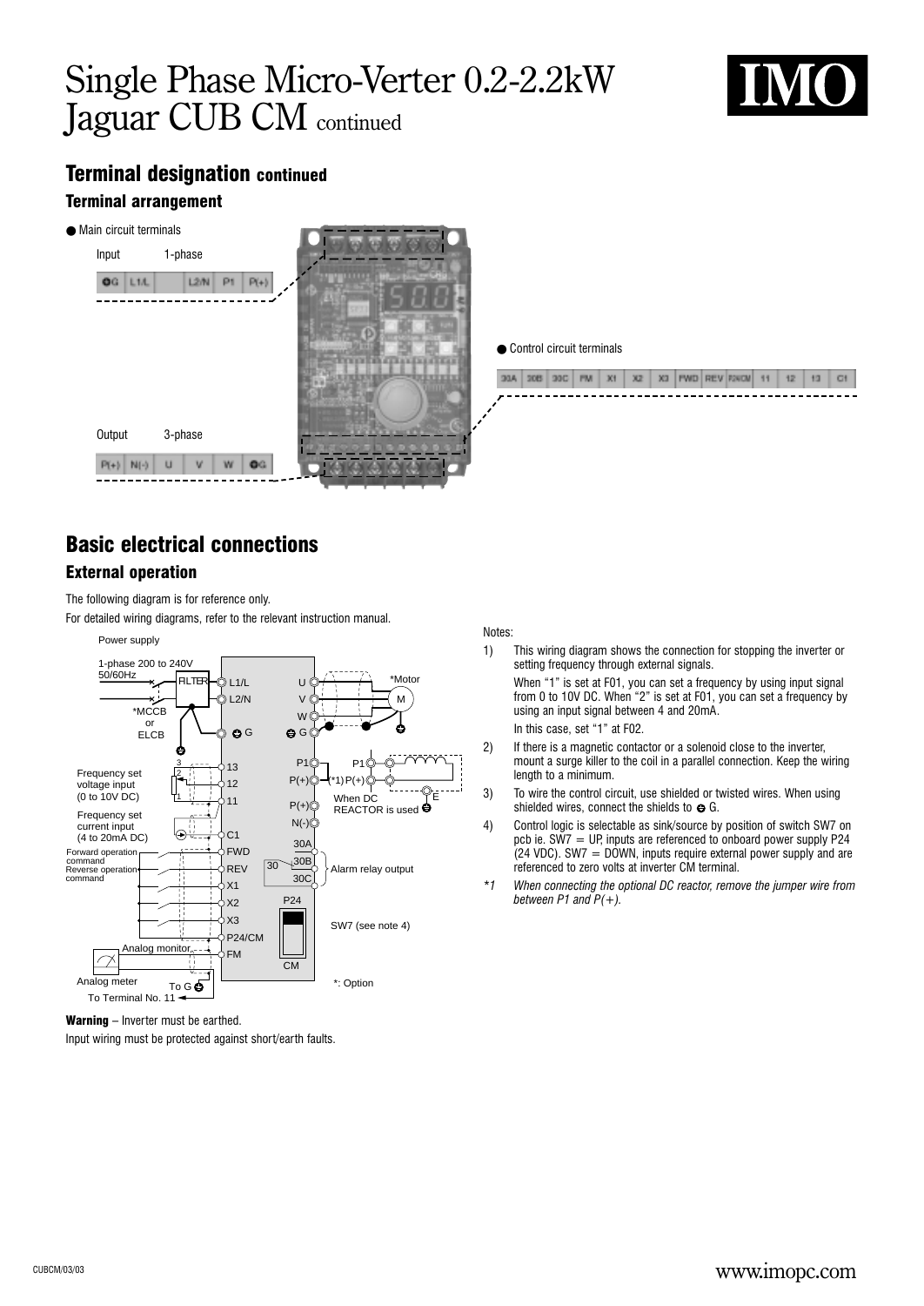# Single Phase Micro-Verter 0.2-2.2kW Jaguar CUB CM continued

## Terminal designation continued

### Terminal arrangement

● Main circuit terminals

Input 1-phase

| ⊕G | L1/L | | L2/N | P1 | P(+) |
|---|---|---|---|---|---|

Output 3-phase

| P(+) | N(-) | U | V | W | ⊕G |
|---|---|---|---|---|---|

● Control circuit terminals

| 30A | 30B | 30C | FM | X1 | X2 | X3 | FWD | REV | P24/CM | 11 | 12 | 13 | C1 |
|---|---|---|---|---|---|---|---|---|---|---|---|---|---|

## Basic electrical connections

### External operation

The following diagram is for reference only.

For detailed wiring diagrams, refer to the relevant instruction manual.

Power supply

1-phase 200 to 240V 50/60Hz

FILTER, L1/L, L2/N, G, *MCCB or ELCB, U, V, W, G, *Motor, M, P1, P(+), (*1) P(+), P1, P(+), N(-), When DC REACTOR is used, E

Frequency set voltage input (0 to 10V DC): 13, 12, 11

Frequency set current input (4 to 20mA DC): C1

Forward operation command: FWD

Reverse operation command: REV

X1, X2, X3, P24/CM

Analog monitor: FM

Analog meter, To G, To Terminal No. 11

30A, 30B, 30C: Alarm relay output

P24, CM: SW7 (see note 4)

*: Option

**Warning** – Inverter must be earthed.

Input wiring must be protected against short/earth faults.

Notes:

1) This wiring diagram shows the connection for stopping the inverter or setting frequency through external signals.

   When "1" is set at F01, you can set a frequency by using input signal from 0 to 10V DC. When "2" is set at F01, you can set a frequency by using an input signal between 4 and 20mA.

   In this case, set "1" at F02.

2) If there is a magnetic contactor or a solenoid close to the inverter, mount a surge killer to the coil in a parallel connection. Keep the wiring length to a minimum.

3) To wire the control circuit, use shielded or twisted wires. When using shielded wires, connect the shields to ⊕ G.

4) Control logic is selectable as sink/source by position of switch SW7 on pcb ie. SW7 = UP, inputs are referenced to onboard power supply P24 (24 VDC). SW7 = DOWN, inputs require external power supply and are referenced to zero volts at inverter CM terminal.

*1 *When connecting the optional DC reactor, remove the jumper wire from between P1 and P(+).*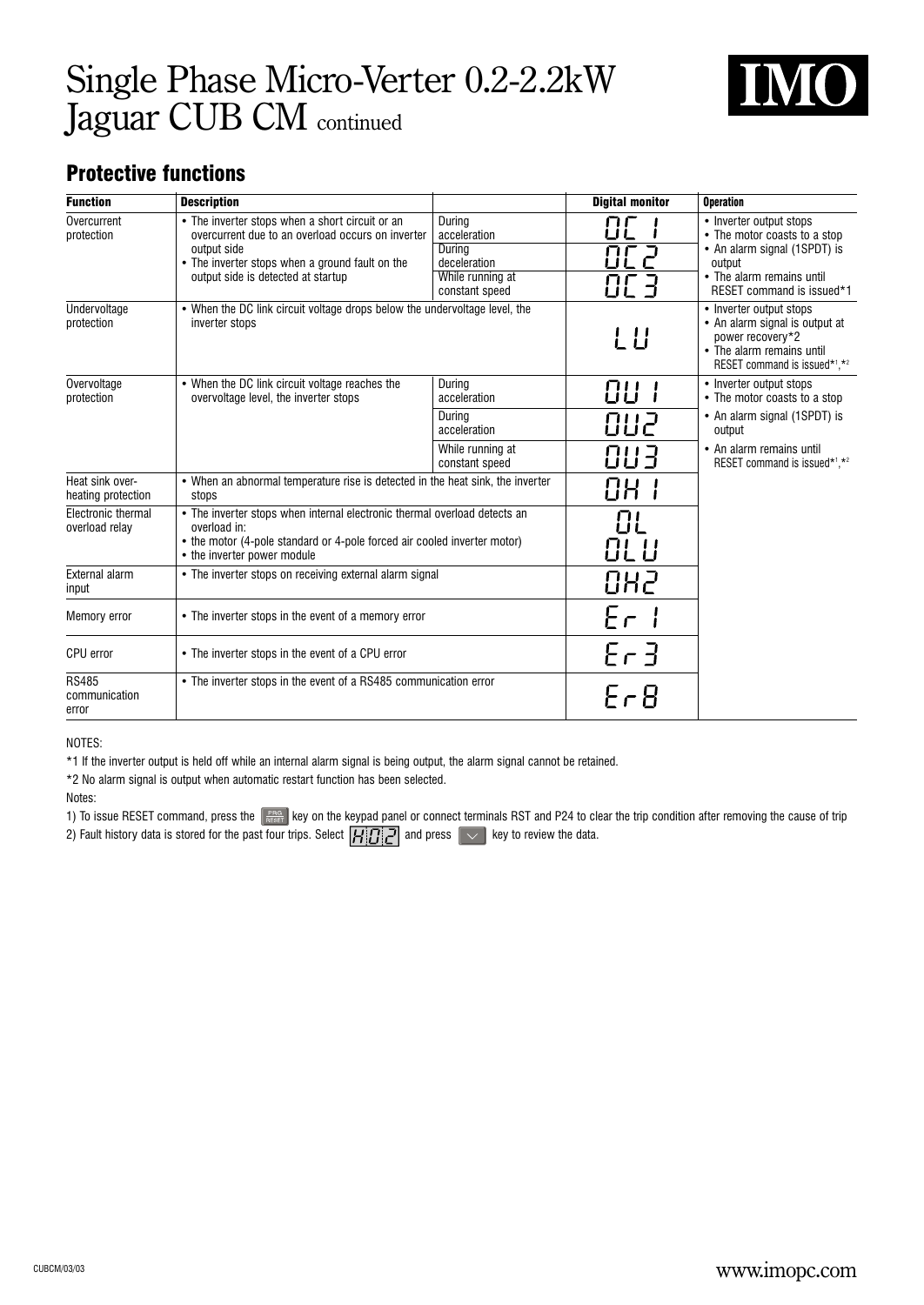# Single Phase Micro-Verter 0.2-2.2kW Jaguar CUB CM continued

## Protective functions

| Function | Description | | Digital monitor | Operation |
|---|---|---|---|---|
| Overcurrent protection | • The inverter stops when a short circuit or an overcurrent due to an overload occurs on inverter output side<br>• The inverter stops when a ground fault on the output side is detected at startup | During acceleration | OC 1 | • Inverter output stops<br>• The motor coasts to a stop<br>• An alarm signal (1SPDT) is output<br>• The alarm remains until RESET command is issued*1 |
| | | During deceleration | OC 2 | |
| | | While running at constant speed | OC 3 | |
| Undervoltage protection | • When the DC link circuit voltage drops below the undervoltage level, the inverter stops | | LU | • Inverter output stops<br>• An alarm signal is output at power recovery*2<br>• The alarm remains until RESET command is issued*1,*2 |
| Overvoltage protection | • When the DC link circuit voltage reaches the overvoltage level, the inverter stops | During acceleration | OU 1 | • Inverter output stops<br>• The motor coasts to a stop<br>• An alarm signal (1SPDT) is output<br>• An alarm remains until RESET command is issued*1,*2 |
| | | During acceleration | OU2 | |
| | | While running at constant speed | OU3 | |
| Heat sink over-heating protection | • When an abnormal temperature rise is detected in the heat sink, the inverter stops | | OH 1 | |
| Electronic thermal overload relay | • The inverter stops when internal electronic thermal overload detects an overload in:<br>• the motor (4-pole standard or 4-pole forced air cooled inverter motor)<br>• the inverter power module | | OL<br>OLU | |
| External alarm input | • The inverter stops on receiving external alarm signal | | OH2 | |
| Memory error | • The inverter stops in the event of a memory error | | Er 1 | |
| CPU error | • The inverter stops in the event of a CPU error | | Er 3 | |
| RS485 communication error | • The inverter stops in the event of a RS485 communication error | | Er8 | |

NOTES:

*1 If the inverter output is held off while an internal alarm signal is being output, the alarm signal cannot be retained.

*2 No alarm signal is output when automatic restart function has been selected.

Notes:

1) To issue RESET command, press the PRG RESET key on the keypad panel or connect terminals RST and P24 to clear the trip condition after removing the cause of trip

2) Fault history data is stored for the past four trips. Select H02 and press ∨ key to review the data.

CUBCM/03/03

www.imopc.com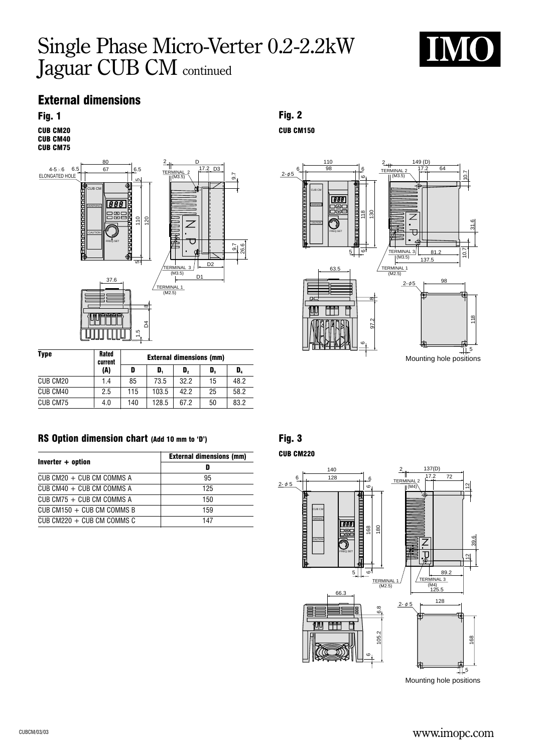# Single Phase Micro-Verter 0.2-2.2kW Jaguar CUB CM continued

## External dimensions

### Fig. 1

**CUB CM20**
**CUB CM40**
**CUB CM75**

| Type | Rated current | External dimensions (mm) | | | | |
|---|---|---|---|---|---|---|
| | (A) | D | $D_1$ | $D_2$ | $D_3$ | $D_4$ |
| CUB CM20 | 1.4 | 85 | 73.5 | 32.2 | 15 | 48.2 |
| CUB CM40 | 2.5 | 115 | 103.5 | 42.2 | 25 | 58.2 |
| CUB CM75 | 4.0 | 140 | 128.5 | 67.2 | 50 | 83.2 |

### Fig. 2

**CUB CM150**

Mounting hole positions

### RS Option dimension chart (Add 10 mm to 'D')

| Inverter + option | External dimensions (mm) |
|---|---|
| | D |
| CUB CM20 + CUB CM COMMS A | 95 |
| CUB CM40 + CUB CM COMMS A | 125 |
| CUB CM75 + CUB CM COMMS A | 150 |
| CUB CM150 + CUB CM COMMS B | 159 |
| CUB CM220 + CUB CM COMMS C | 147 |

### Fig. 3

**CUB CM220**

Mounting hole positions

CUBCM/03/03

www.imopc.com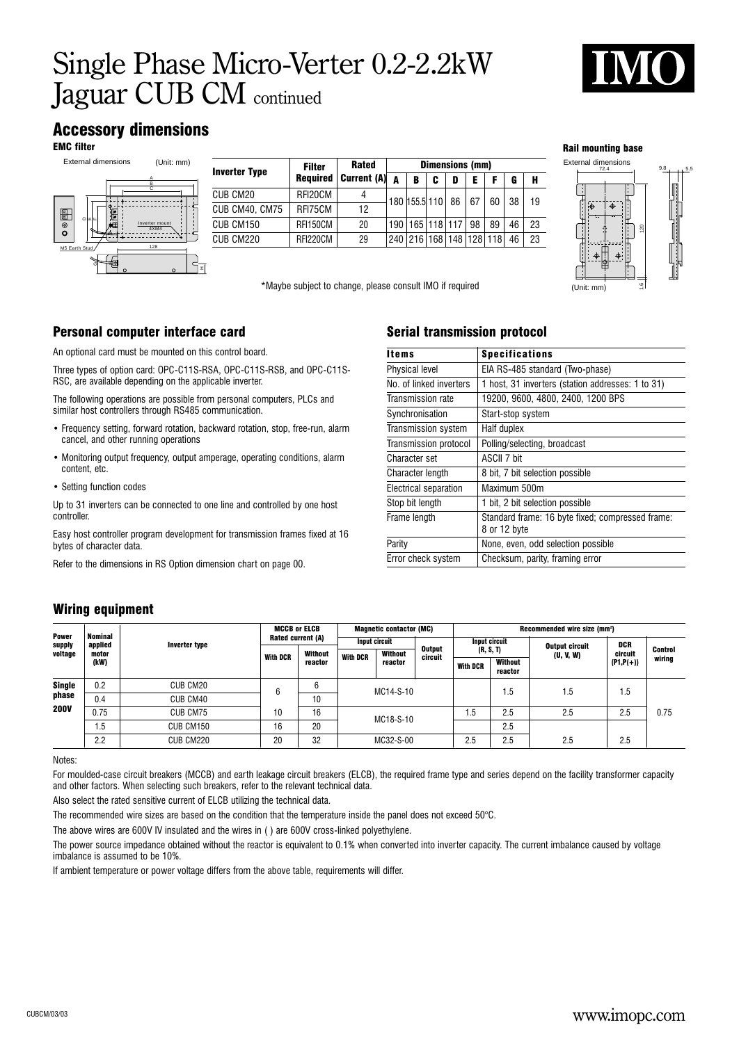# Single Phase Micro-Verter 0.2-2.2kW Jaguar CUB CM continued

## Accessory dimensions

### EMC filter

External dimensions (Unit: mm)

A
B
C
D
E
F
Inverter mount 4XM4
M5 Earth Stud
128
G
H

| Inverter Type | Filter Required | Rated Current (A) | Dimensions (mm) | | | | | | | |
|---|---|---|---|---|---|---|---|---|---|---|
| | | | A | B | C | D | E | F | G | H |
| CUB CM20 | RFI20CM | 4 | 180 | 155.5 | 110 | 86 | 67 | 60 | 38 | 19 |
| CUB CM40, CM75 | RFI75CM | 12 | | | | | | | | |
| CUB CM150 | RFI150CM | 20 | 190 | 165 | 118 | 117 | 98 | 89 | 46 | 23 |
| CUB CM220 | RFI220CM | 29 | 240 | 216 | 168 | 148 | 128 | 118 | 46 | 23 |

*Maybe subject to change, please consult IMO if required

### Rail mounting base

External dimensions

72.4
9.8
5.5
120
1.6

(Unit: mm)

## Personal computer interface card

An optional card must be mounted on this control board.

Three types of option card: OPC-C11S-RSA, OPC-C11S-RSB, and OPC-C11S-RSC, are available depending on the applicable inverter.

The following operations are possible from personal computers, PLCs and similar host controllers through RS485 communication.

- Frequency setting, forward rotation, backward rotation, stop, free-run, alarm cancel, and other running operations
- Monitoring output frequency, output amperage, operating conditions, alarm content, etc.
- Setting function codes

Up to 31 inverters can be connected to one line and controlled by one host controller.

Easy host controller program development for transmission frames fixed at 16 bytes of character data.

Refer to the dimensions in RS Option dimension chart on page 00.

## Serial transmission protocol

| Items | Specifications |
|---|---|
| Physical level | EIA RS-485 standard (Two-phase) |
| No. of linked inverters | 1 host, 31 inverters (station addresses: 1 to 31) |
| Transmission rate | 19200, 9600, 4800, 2400, 1200 BPS |
| Synchronisation | Start-stop system |
| Transmission system | Half duplex |
| Transmission protocol | Polling/selecting, broadcast |
| Character set | ASCII 7 bit |
| Character length | 8 bit, 7 bit selection possible |
| Electrical separation | Maximum 500m |
| Stop bit length | 1 bit, 2 bit selection possible |
| Frame length | Standard frame: 16 byte fixed; compressed frame: 8 or 12 byte |
| Parity | None, even, odd selection possible |
| Error check system | Checksum, parity, framing error |

## Wiring equipment

| Power supply voltage | Nominal applied motor (kW) | Inverter type | MCCB or ELCB Rated current (A) | | Magnetic contactor (MC) | | | Recommended wire size (mm²) | | | | |
|---|---|---|---|---|---|---|---|---|---|---|---|---|
| | | | | | Input circuit | | Output circuit | Input circuit (R, S, T) | | Output circuit (U, V, W) | DCR circuit (P1,P(+)) | Control wiring |
| | | | With DCR | Without reactor | With DCR | Without reactor | | With DCR | Without reactor | | | |
| Single phase 200V | 0.2 | CUB CM20 | 6 | 6 | MC14-S-10 | | | | 1.5 | 1.5 | 1.5 | 0.75 |
| | 0.4 | CUB CM40 | | 10 | | | | | | | | |
| | 0.75 | CUB CM75 | 10 | 16 | MC18-S-10 | | | 1.5 | 2.5 | 2.5 | 2.5 | |
| | 1.5 | CUB CM150 | 16 | 20 | | | | | 2.5 | 2.5 | 2.5 | |
| | 2.2 | CUB CM220 | 20 | 32 | MC32-S-00 | | | 2.5 | 2.5 | | | |

Notes:

For moulded-case circuit breakers (MCCB) and earth leakage circuit breakers (ELCB), the required frame type and series depend on the facility transformer capacity and other factors. When selecting such breakers, refer to the relevant technical data.

Also select the rated sensitive current of ELCB utilizing the technical data.

The recommended wire sizes are based on the condition that the temperature inside the panel does not exceed 50°C.

The above wires are 600V IV insulated and the wires in ( ) are 600V cross-linked polyethylene.

The power source impedance obtained without the reactor is equivalent to 0.1% when converted into inverter capacity. The current imbalance caused by voltage imbalance is assumed to be 10%.

If ambient temperature or power voltage differs from the above table, requirements will differ.